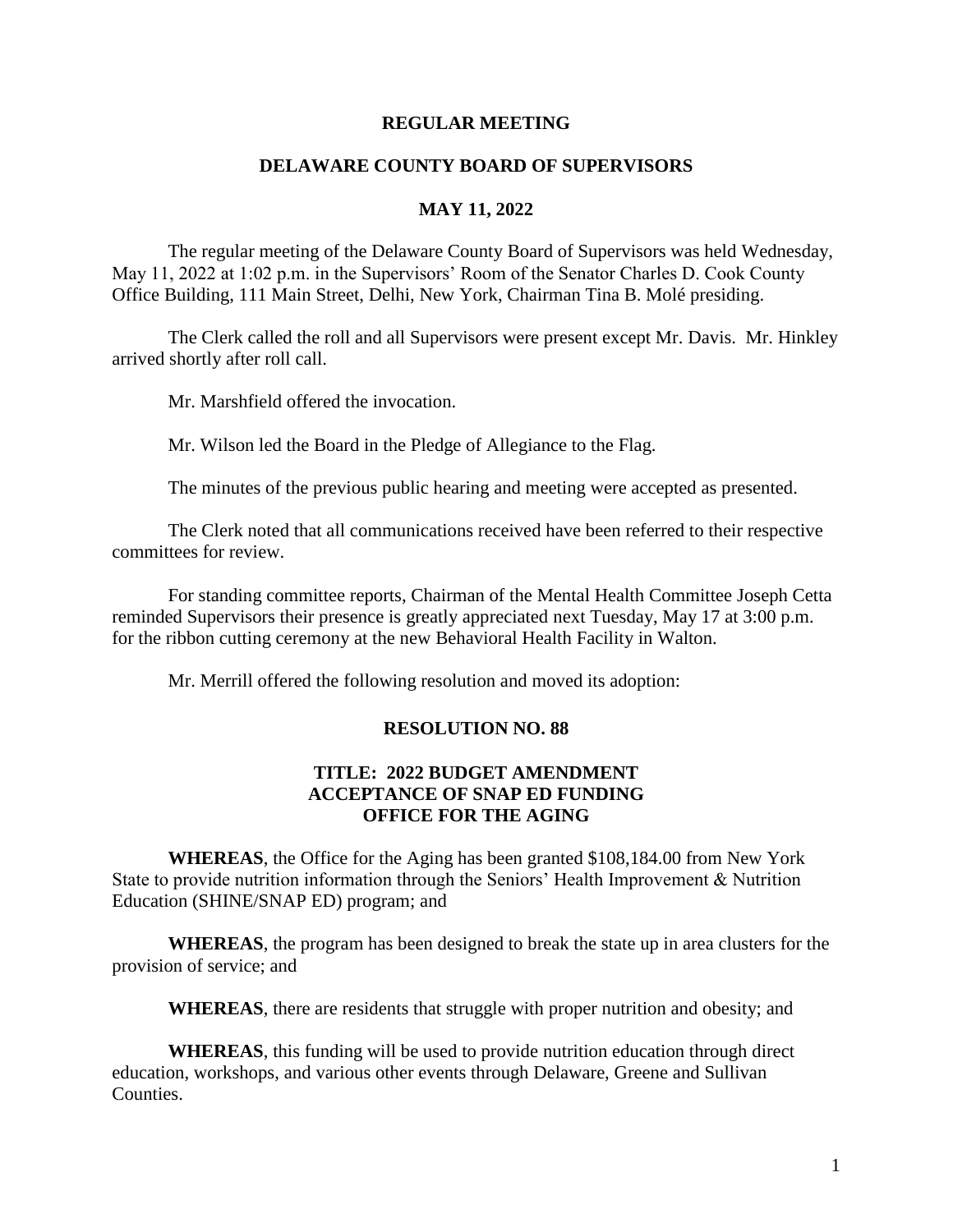# REGULAR MEETING

## DELAWARE COUNTY BOARD OF SUPERVISORS

### MAY 11, 2022

The regular meeting of the Delaware County Board of Supervisors was held Wednesday, May 11, 2022 at 1:02 p.m. in the Supervisors' Room of the Senator Charles D. Cook County Office Building, 111 Main Street, Delhi, New York, Chairman Tina B. Molé presiding.

The Clerk called the roll and all Supervisors were present except Mr. Davis. Mr. Hinkley arrived shortly after roll call.

Mr. Marshfield offered the invocation.

Mr. Wilson led the Board in the Pledge of Allegiance to the Flag.

The minutes of the previous public hearing and meeting were accepted as presented.

The Clerk noted that all communications received have been referred to their respective committees for review.

For standing committee reports, Chairman of the Mental Health Committee Joseph Cetta reminded Supervisors their presence is greatly appreciated next Tuesday, May 17 at 3:00 p.m. for the ribbon cutting ceremony at the new Behavioral Health Facility in Walton.

Mr. Merrill offered the following resolution and moved its adoption:

### RESOLUTION NO. 88

### TITLE: 2022 BUDGET AMENDMENT ACCEPTANCE OF SNAP ED FUNDING OFFICE FOR THE AGING

**WHEREAS**, the Office for the Aging has been granted $108,184.00 from New York State to provide nutrition information through the Seniors' Health Improvement & Nutrition Education (SHINE/SNAP ED) program; and

**WHEREAS**, the program has been designed to break the state up in area clusters for the provision of service; and

**WHEREAS**, there are residents that struggle with proper nutrition and obesity; and

**WHEREAS**, this funding will be used to provide nutrition education through direct education, workshops, and various other events through Delaware, Greene and Sullivan Counties.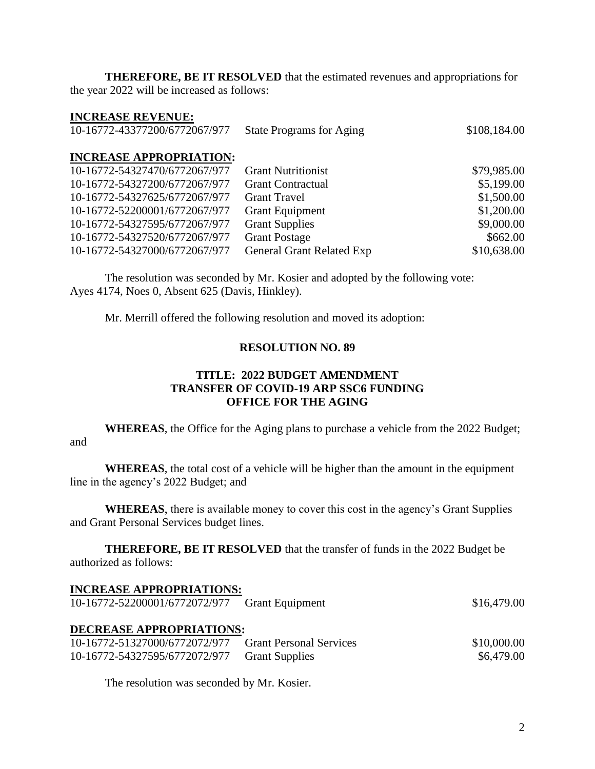**THEREFORE, BE IT RESOLVED** that the estimated revenues and appropriations for the year 2022 will be increased as follows:

**INCREASE REVENUE:**

| | | |
|---|---|---|
| 10-16772-43377200/6772067/977 | State Programs for Aging | $108,184.00 |

**INCREASE APPROPRIATION:**

| | | |
|---|---|---|
| 10-16772-54327470/6772067/977 | Grant Nutritionist | $79,985.00 |
| 10-16772-54327200/6772067/977 | Grant Contractual | $5,199.00 |
| 10-16772-54327625/6772067/977 | Grant Travel | $1,500.00 |
| 10-16772-52200001/6772067/977 | Grant Equipment | $1,200.00 |
| 10-16772-54327595/6772067/977 | Grant Supplies | $9,000.00 |
| 10-16772-54327520/6772067/977 | Grant Postage | $662.00 |
| 10-16772-54327000/6772067/977 | General Grant Related Exp | $10,638.00 |

The resolution was seconded by Mr. Kosier and adopted by the following vote: Ayes 4174, Noes 0, Absent 625 (Davis, Hinkley).

Mr. Merrill offered the following resolution and moved its adoption:

**RESOLUTION NO. 89**

**TITLE: 2022 BUDGET AMENDMENT TRANSFER OF COVID-19 ARP SSC6 FUNDING OFFICE FOR THE AGING**

**WHEREAS**, the Office for the Aging plans to purchase a vehicle from the 2022 Budget; and

**WHEREAS**, the total cost of a vehicle will be higher than the amount in the equipment line in the agency's 2022 Budget; and

**WHEREAS**, there is available money to cover this cost in the agency's Grant Supplies and Grant Personal Services budget lines.

**THEREFORE, BE IT RESOLVED** that the transfer of funds in the 2022 Budget be authorized as follows:

**INCREASE APPROPRIATIONS:**

| | | |
|---|---|---|
| 10-16772-52200001/6772072/977 | Grant Equipment | $16,479.00 |

**DECREASE APPROPRIATIONS:**

| | | |
|---|---|---|
| 10-16772-51327000/6772072/977 | Grant Personal Services | $10,000.00 |
| 10-16772-54327595/6772072/977 | Grant Supplies | $6,479.00 |

The resolution was seconded by Mr. Kosier.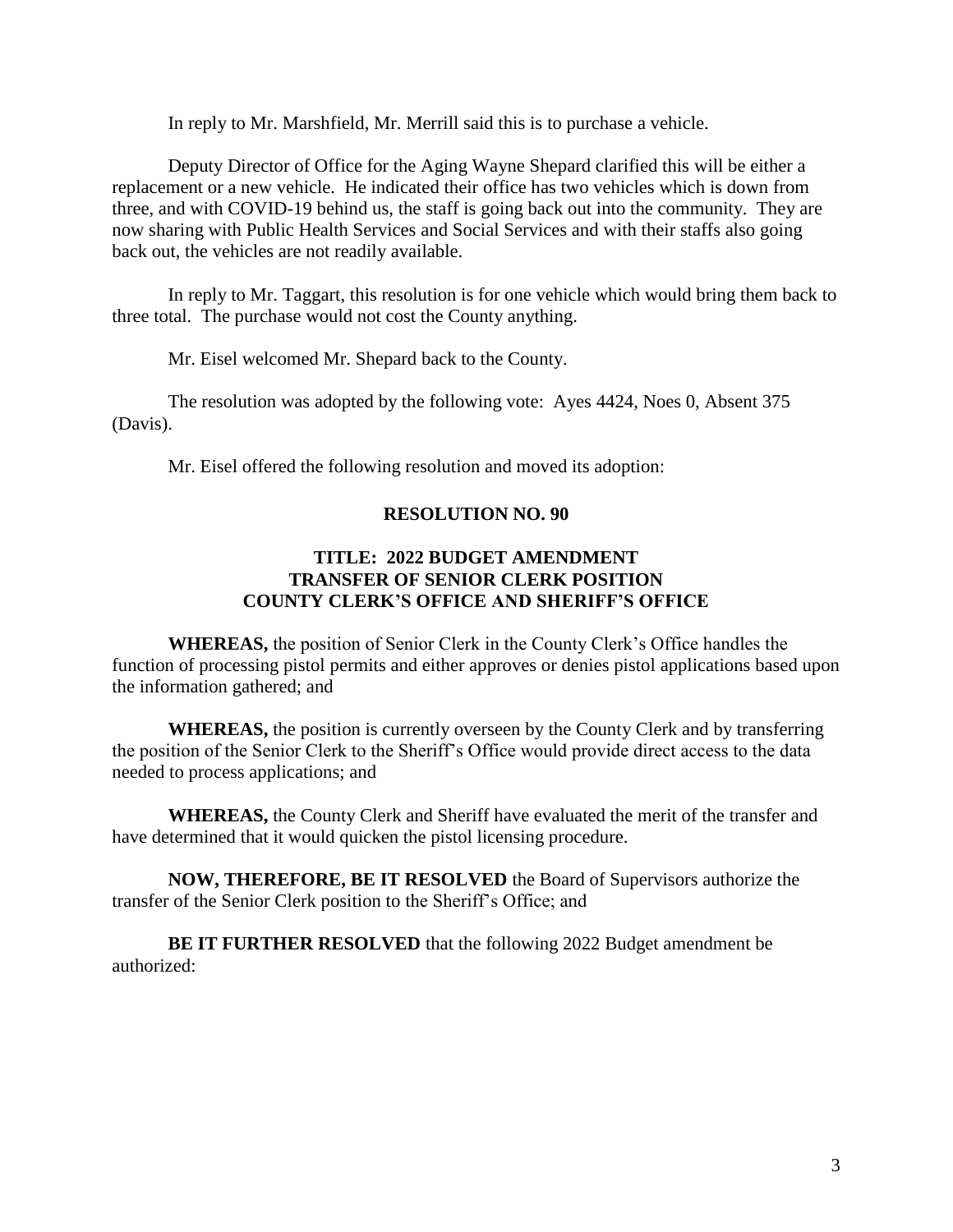In reply to Mr. Marshfield, Mr. Merrill said this is to purchase a vehicle.

Deputy Director of Office for the Aging Wayne Shepard clarified this will be either a replacement or a new vehicle. He indicated their office has two vehicles which is down from three, and with COVID-19 behind us, the staff is going back out into the community. They are now sharing with Public Health Services and Social Services and with their staffs also going back out, the vehicles are not readily available.

In reply to Mr. Taggart, this resolution is for one vehicle which would bring them back to three total. The purchase would not cost the County anything.

Mr. Eisel welcomed Mr. Shepard back to the County.

The resolution was adopted by the following vote: Ayes 4424, Noes 0, Absent 375 (Davis).

Mr. Eisel offered the following resolution and moved its adoption:

**RESOLUTION NO. 90**

**TITLE: 2022 BUDGET AMENDMENT
TRANSFER OF SENIOR CLERK POSITION
COUNTY CLERK'S OFFICE AND SHERIFF'S OFFICE**

**WHEREAS,** the position of Senior Clerk in the County Clerk's Office handles the function of processing pistol permits and either approves or denies pistol applications based upon the information gathered; and

**WHEREAS,** the position is currently overseen by the County Clerk and by transferring the position of the Senior Clerk to the Sheriff's Office would provide direct access to the data needed to process applications; and

**WHEREAS,** the County Clerk and Sheriff have evaluated the merit of the transfer and have determined that it would quicken the pistol licensing procedure.

**NOW, THEREFORE, BE IT RESOLVED** the Board of Supervisors authorize the transfer of the Senior Clerk position to the Sheriff's Office; and

**BE IT FURTHER RESOLVED** that the following 2022 Budget amendment be authorized: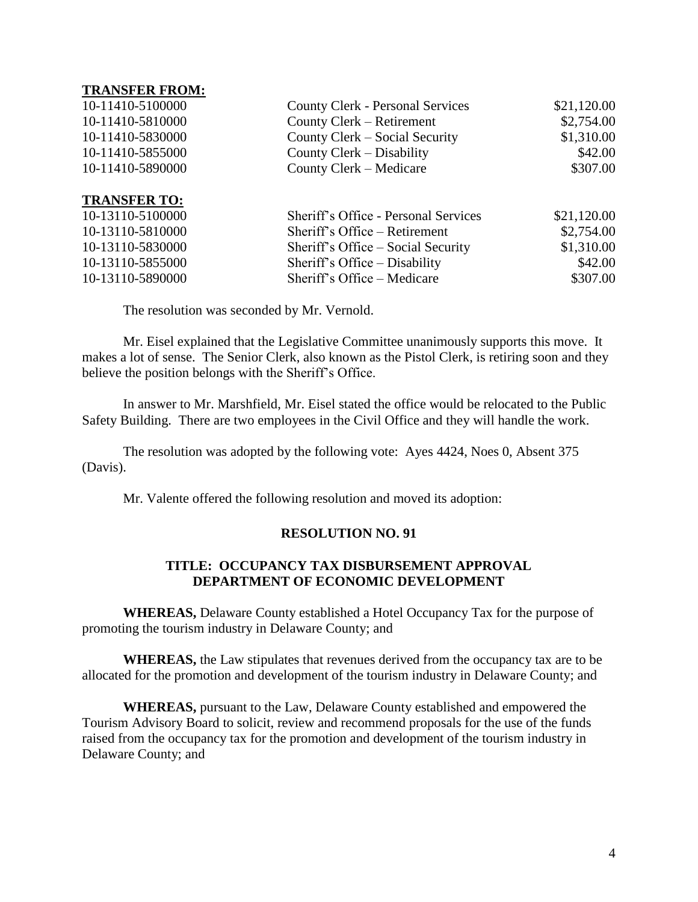**TRANSFER FROM:**

| | | |
|---|---|---|
| 10-11410-5100000 | County Clerk - Personal Services | $21,120.00 |
| 10-11410-5810000 | County Clerk – Retirement | $2,754.00 |
| 10-11410-5830000 | County Clerk – Social Security | $1,310.00 |
| 10-11410-5855000 | County Clerk – Disability | $42.00 |
| 10-11410-5890000 | County Clerk – Medicare | $307.00 |

**TRANSFER TO:**

| | | |
|---|---|---|
| 10-13110-5100000 | Sheriff's Office - Personal Services | $21,120.00 |
| 10-13110-5810000 | Sheriff's Office – Retirement | $2,754.00 |
| 10-13110-5830000 | Sheriff's Office – Social Security | $1,310.00 |
| 10-13110-5855000 | Sheriff's Office – Disability | $42.00 |
| 10-13110-5890000 | Sheriff's Office – Medicare | $307.00 |

The resolution was seconded by Mr. Vernold.

Mr. Eisel explained that the Legislative Committee unanimously supports this move. It makes a lot of sense. The Senior Clerk, also known as the Pistol Clerk, is retiring soon and they believe the position belongs with the Sheriff's Office.

In answer to Mr. Marshfield, Mr. Eisel stated the office would be relocated to the Public Safety Building. There are two employees in the Civil Office and they will handle the work.

The resolution was adopted by the following vote: Ayes 4424, Noes 0, Absent 375 (Davis).

Mr. Valente offered the following resolution and moved its adoption:

## RESOLUTION NO. 91

### TITLE: OCCUPANCY TAX DISBURSEMENT APPROVAL DEPARTMENT OF ECONOMIC DEVELOPMENT

**WHEREAS,** Delaware County established a Hotel Occupancy Tax for the purpose of promoting the tourism industry in Delaware County; and

**WHEREAS,** the Law stipulates that revenues derived from the occupancy tax are to be allocated for the promotion and development of the tourism industry in Delaware County; and

**WHEREAS,** pursuant to the Law, Delaware County established and empowered the Tourism Advisory Board to solicit, review and recommend proposals for the use of the funds raised from the occupancy tax for the promotion and development of the tourism industry in Delaware County; and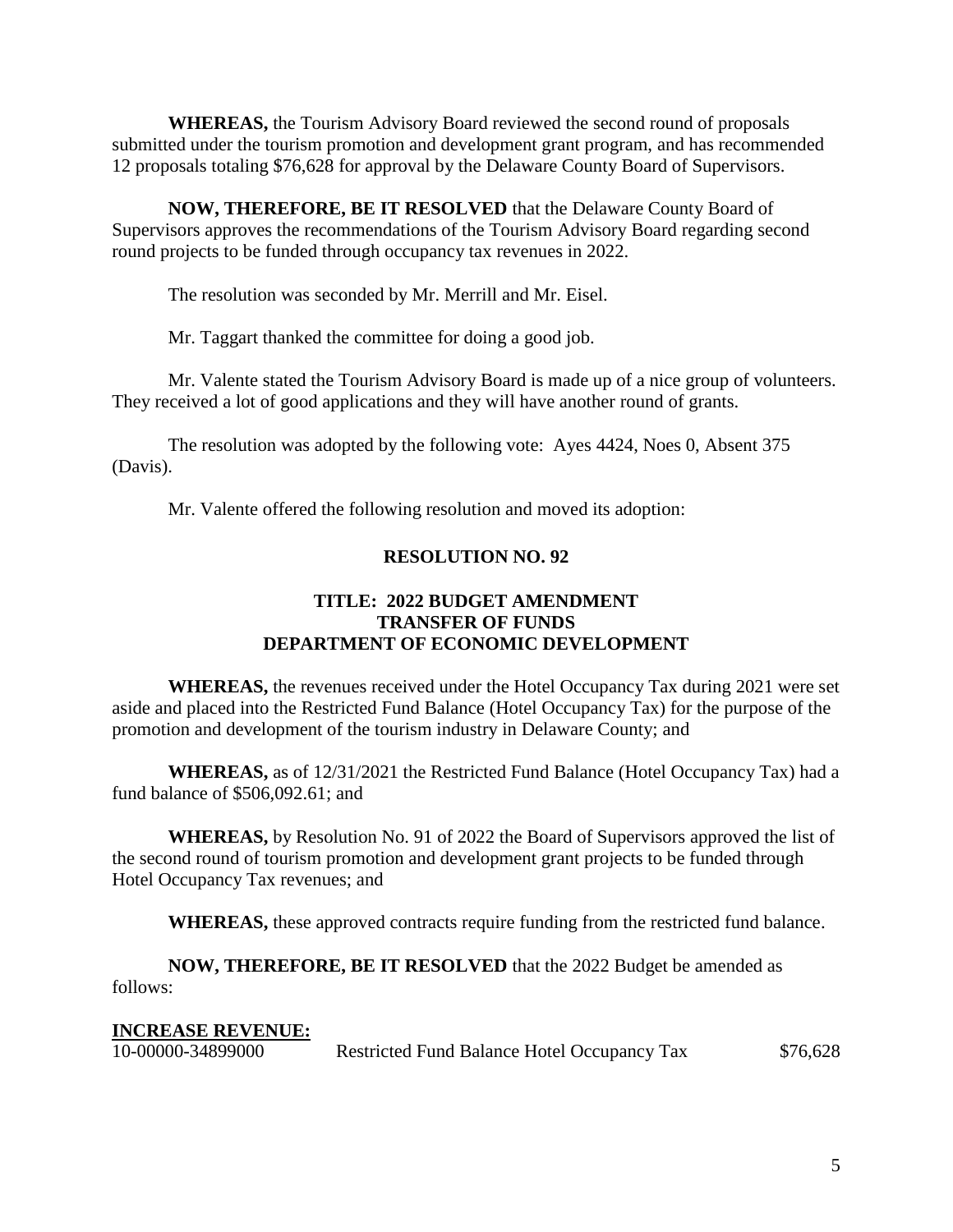**WHEREAS,** the Tourism Advisory Board reviewed the second round of proposals submitted under the tourism promotion and development grant program, and has recommended 12 proposals totaling $76,628 for approval by the Delaware County Board of Supervisors.

**NOW, THEREFORE, BE IT RESOLVED** that the Delaware County Board of Supervisors approves the recommendations of the Tourism Advisory Board regarding second round projects to be funded through occupancy tax revenues in 2022.

The resolution was seconded by Mr. Merrill and Mr. Eisel.

Mr. Taggart thanked the committee for doing a good job.

Mr. Valente stated the Tourism Advisory Board is made up of a nice group of volunteers. They received a lot of good applications and they will have another round of grants.

The resolution was adopted by the following vote: Ayes 4424, Noes 0, Absent 375 (Davis).

Mr. Valente offered the following resolution and moved its adoption:

**RESOLUTION NO. 92**

**TITLE: 2022 BUDGET AMENDMENT
TRANSFER OF FUNDS
DEPARTMENT OF ECONOMIC DEVELOPMENT**

**WHEREAS,** the revenues received under the Hotel Occupancy Tax during 2021 were set aside and placed into the Restricted Fund Balance (Hotel Occupancy Tax) for the purpose of the promotion and development of the tourism industry in Delaware County; and

**WHEREAS,** as of 12/31/2021 the Restricted Fund Balance (Hotel Occupancy Tax) had a fund balance of $506,092.61; and

**WHEREAS,** by Resolution No. 91 of 2022 the Board of Supervisors approved the list of the second round of tourism promotion and development grant projects to be funded through Hotel Occupancy Tax revenues; and

**WHEREAS,** these approved contracts require funding from the restricted fund balance.

**NOW, THEREFORE, BE IT RESOLVED** that the 2022 Budget be amended as follows:

**INCREASE REVENUE:**

| | | |
|---|---|---|
| 10-00000-34899000 | Restricted Fund Balance Hotel Occupancy Tax | $76,628 |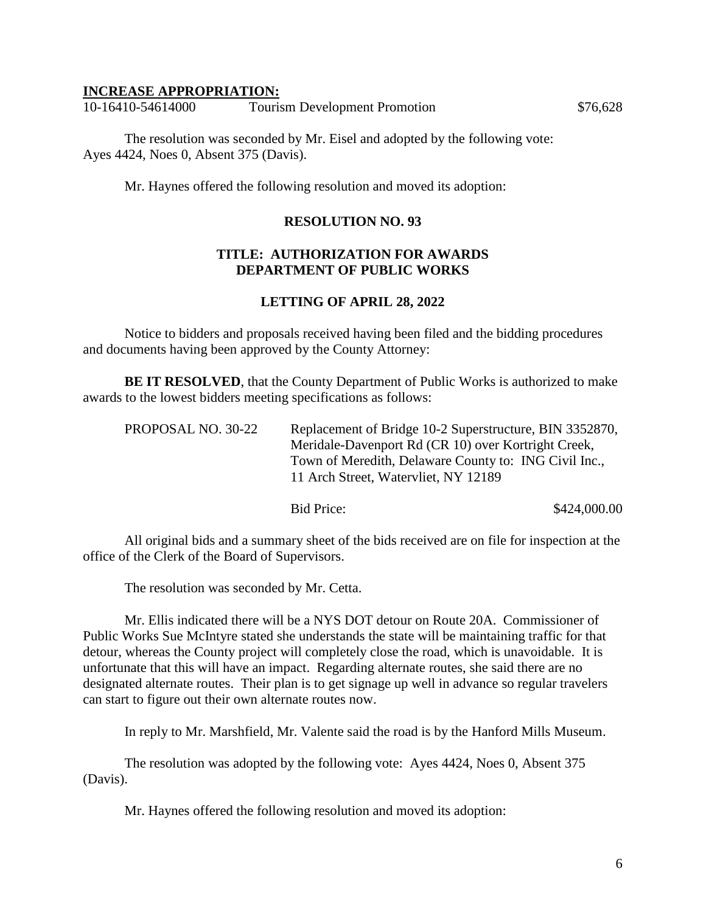**INCREASE APPROPRIATION:**

| | | |
|---|---|---|
| 10-16410-54614000 | Tourism Development Promotion | $76,628 |

The resolution was seconded by Mr. Eisel and adopted by the following vote: Ayes 4424, Noes 0, Absent 375 (Davis).

Mr. Haynes offered the following resolution and moved its adoption:

**RESOLUTION NO. 93**

**TITLE: AUTHORIZATION FOR AWARDS DEPARTMENT OF PUBLIC WORKS**

**LETTING OF APRIL 28, 2022**

Notice to bidders and proposals received having been filed and the bidding procedures and documents having been approved by the County Attorney:

**BE IT RESOLVED**, that the County Department of Public Works is authorized to make awards to the lowest bidders meeting specifications as follows:

PROPOSAL NO. 30-22 Replacement of Bridge 10-2 Superstructure, BIN 3352870, Meridale-Davenport Rd (CR 10) over Kortright Creek, Town of Meredith, Delaware County to: ING Civil Inc., 11 Arch Street, Watervliet, NY 12189

Bid Price: $424,000.00

All original bids and a summary sheet of the bids received are on file for inspection at the office of the Clerk of the Board of Supervisors.

The resolution was seconded by Mr. Cetta.

Mr. Ellis indicated there will be a NYS DOT detour on Route 20A. Commissioner of Public Works Sue McIntyre stated she understands the state will be maintaining traffic for that detour, whereas the County project will completely close the road, which is unavoidable. It is unfortunate that this will have an impact. Regarding alternate routes, she said there are no designated alternate routes. Their plan is to get signage up well in advance so regular travelers can start to figure out their own alternate routes now.

In reply to Mr. Marshfield, Mr. Valente said the road is by the Hanford Mills Museum.

The resolution was adopted by the following vote: Ayes 4424, Noes 0, Absent 375 (Davis).

Mr. Haynes offered the following resolution and moved its adoption: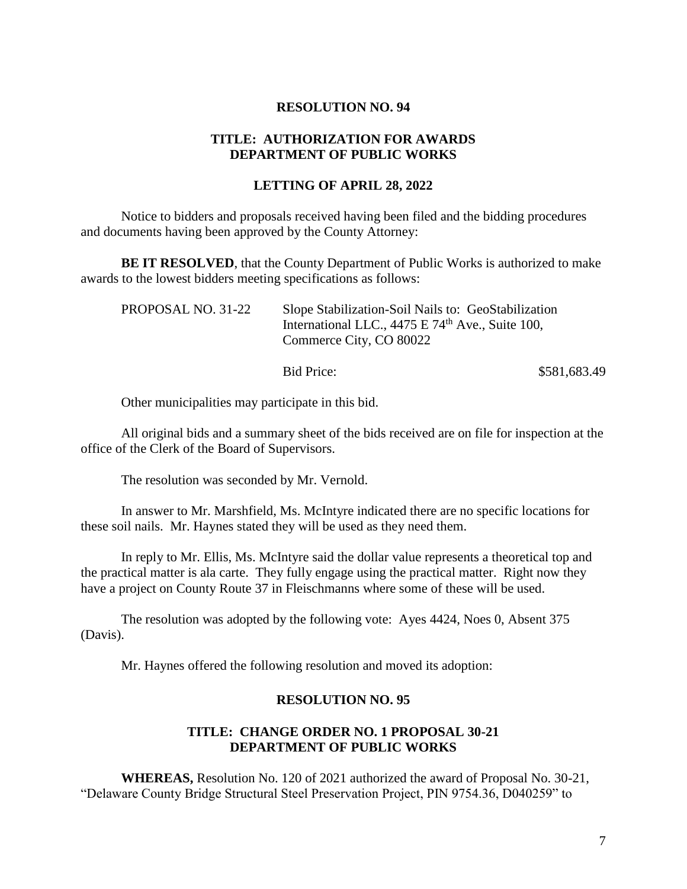## RESOLUTION NO. 94

### TITLE: AUTHORIZATION FOR AWARDS DEPARTMENT OF PUBLIC WORKS

### LETTING OF APRIL 28, 2022

Notice to bidders and proposals received having been filed and the bidding procedures and documents having been approved by the County Attorney:

**BE IT RESOLVED**, that the County Department of Public Works is authorized to make awards to the lowest bidders meeting specifications as follows:

PROPOSAL NO. 31-22 Slope Stabilization-Soil Nails to: GeoStabilization International LLC., 4475 E 74th Ave., Suite 100, Commerce City, CO 80022

Bid Price: $581,683.49

Other municipalities may participate in this bid.

All original bids and a summary sheet of the bids received are on file for inspection at the office of the Clerk of the Board of Supervisors.

The resolution was seconded by Mr. Vernold.

In answer to Mr. Marshfield, Ms. McIntyre indicated there are no specific locations for these soil nails. Mr. Haynes stated they will be used as they need them.

In reply to Mr. Ellis, Ms. McIntyre said the dollar value represents a theoretical top and the practical matter is ala carte. They fully engage using the practical matter. Right now they have a project on County Route 37 in Fleischmanns where some of these will be used.

The resolution was adopted by the following vote: Ayes 4424, Noes 0, Absent 375 (Davis).

Mr. Haynes offered the following resolution and moved its adoption:

## RESOLUTION NO. 95

### TITLE: CHANGE ORDER NO. 1 PROPOSAL 30-21 DEPARTMENT OF PUBLIC WORKS

**WHEREAS,** Resolution No. 120 of 2021 authorized the award of Proposal No. 30-21, "Delaware County Bridge Structural Steel Preservation Project, PIN 9754.36, D040259" to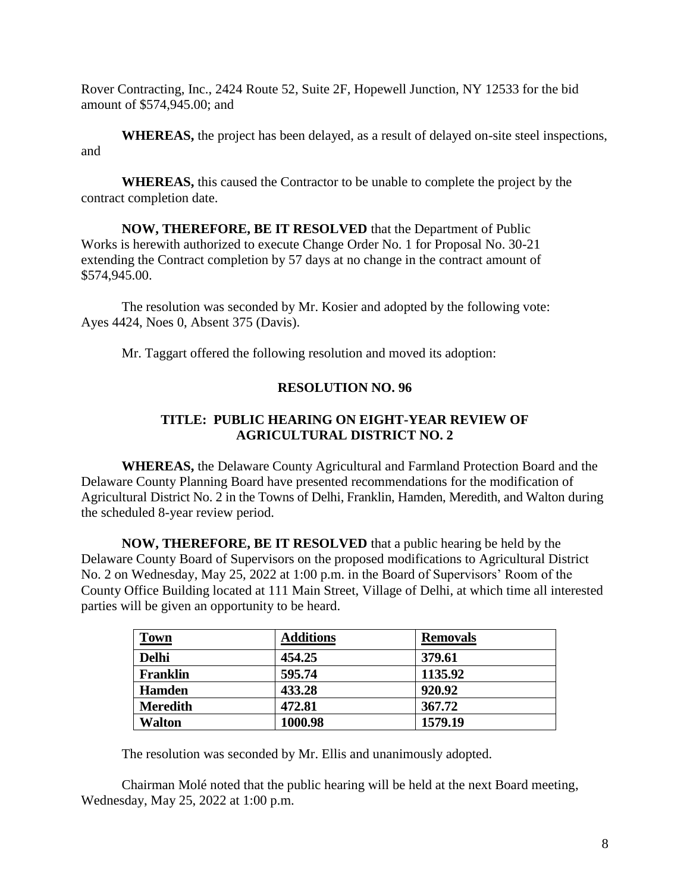Rover Contracting, Inc., 2424 Route 52, Suite 2F, Hopewell Junction, NY 12533 for the bid amount of $574,945.00; and

**WHEREAS,** the project has been delayed, as a result of delayed on-site steel inspections, and

**WHEREAS,** this caused the Contractor to be unable to complete the project by the contract completion date.

**NOW, THEREFORE, BE IT RESOLVED** that the Department of Public Works is herewith authorized to execute Change Order No. 1 for Proposal No. 30-21 extending the Contract completion by 57 days at no change in the contract amount of $574,945.00.

The resolution was seconded by Mr. Kosier and adopted by the following vote: Ayes 4424, Noes 0, Absent 375 (Davis).

Mr. Taggart offered the following resolution and moved its adoption:

**RESOLUTION NO. 96**

**TITLE: PUBLIC HEARING ON EIGHT-YEAR REVIEW OF AGRICULTURAL DISTRICT NO. 2**

**WHEREAS,** the Delaware County Agricultural and Farmland Protection Board and the Delaware County Planning Board have presented recommendations for the modification of Agricultural District No. 2 in the Towns of Delhi, Franklin, Hamden, Meredith, and Walton during the scheduled 8-year review period.

**NOW, THEREFORE, BE IT RESOLVED** that a public hearing be held by the Delaware County Board of Supervisors on the proposed modifications to Agricultural District No. 2 on Wednesday, May 25, 2022 at 1:00 p.m. in the Board of Supervisors' Room of the County Office Building located at 111 Main Street, Village of Delhi, at which time all interested parties will be given an opportunity to be heard.

| Town | Additions | Removals |
|---|---|---|
| **Delhi** | **454.25** | **379.61** |
| **Franklin** | **595.74** | **1135.92** |
| **Hamden** | **433.28** | **920.92** |
| **Meredith** | **472.81** | **367.72** |
| **Walton** | **1000.98** | **1579.19** |

The resolution was seconded by Mr. Ellis and unanimously adopted.

Chairman Molé noted that the public hearing will be held at the next Board meeting, Wednesday, May 25, 2022 at 1:00 p.m.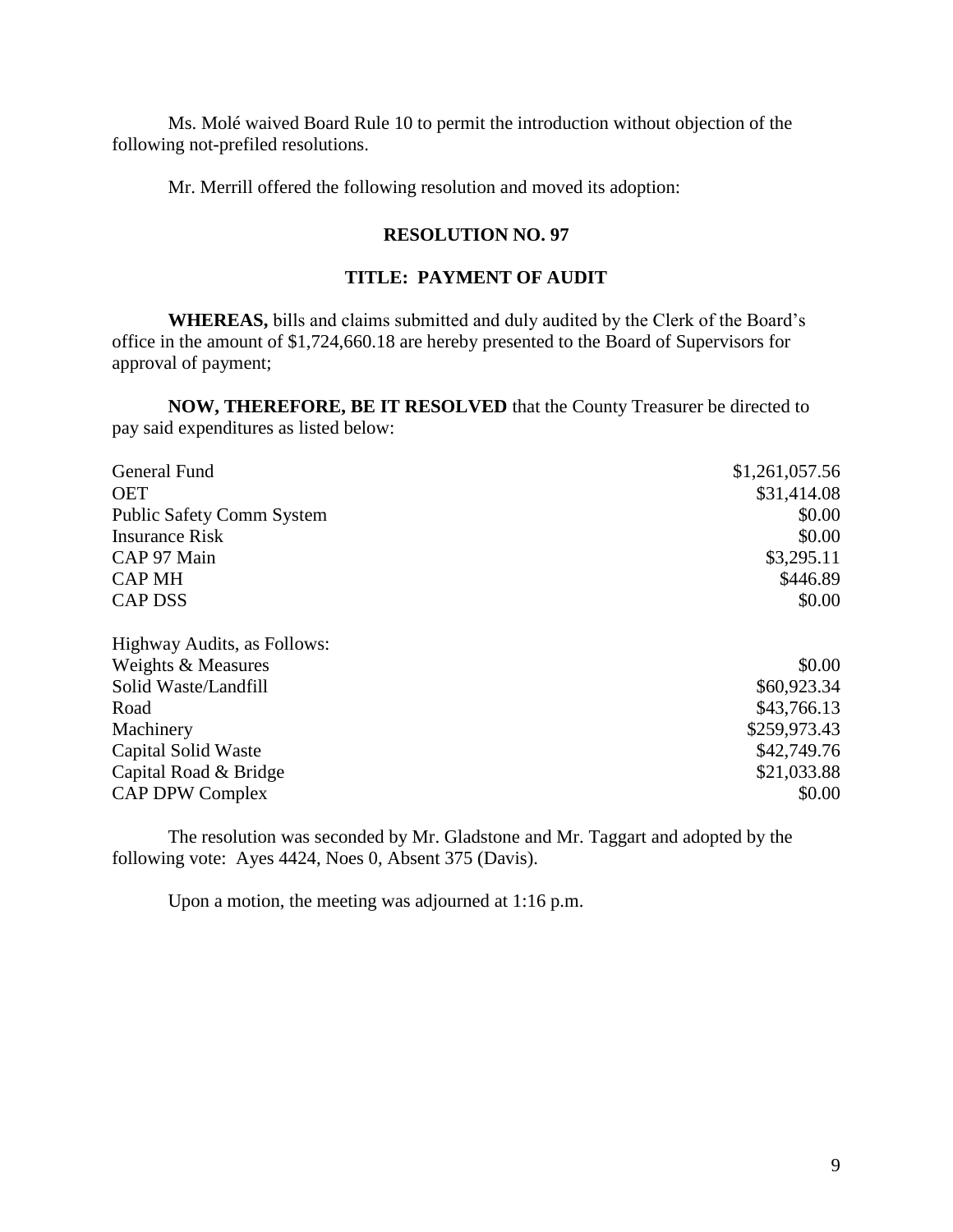Ms. Molé waived Board Rule 10 to permit the introduction without objection of the following not-prefiled resolutions.

Mr. Merrill offered the following resolution and moved its adoption:

## RESOLUTION NO. 97

## TITLE: PAYMENT OF AUDIT

**WHEREAS,** bills and claims submitted and duly audited by the Clerk of the Board's office in the amount of $1,724,660.18 are hereby presented to the Board of Supervisors for approval of payment;

**NOW, THEREFORE, BE IT RESOLVED** that the County Treasurer be directed to pay said expenditures as listed below:

| | |
|---|---|
| General Fund | $1,261,057.56 |
| OET | $31,414.08 |
| Public Safety Comm System | $0.00 |
| Insurance Risk | $0.00 |
| CAP 97 Main | $3,295.11 |
| CAP MH | $446.89 |
| CAP DSS | $0.00 |
| | |
| Highway Audits, as Follows: | |
| Weights & Measures | $0.00 |
| Solid Waste/Landfill | $60,923.34 |
| Road | $43,766.13 |
| Machinery | $259,973.43 |
| Capital Solid Waste | $42,749.76 |
| Capital Road & Bridge | $21,033.88 |
| CAP DPW Complex | $0.00 |

The resolution was seconded by Mr. Gladstone and Mr. Taggart and adopted by the following vote: Ayes 4424, Noes 0, Absent 375 (Davis).

Upon a motion, the meeting was adjourned at 1:16 p.m.